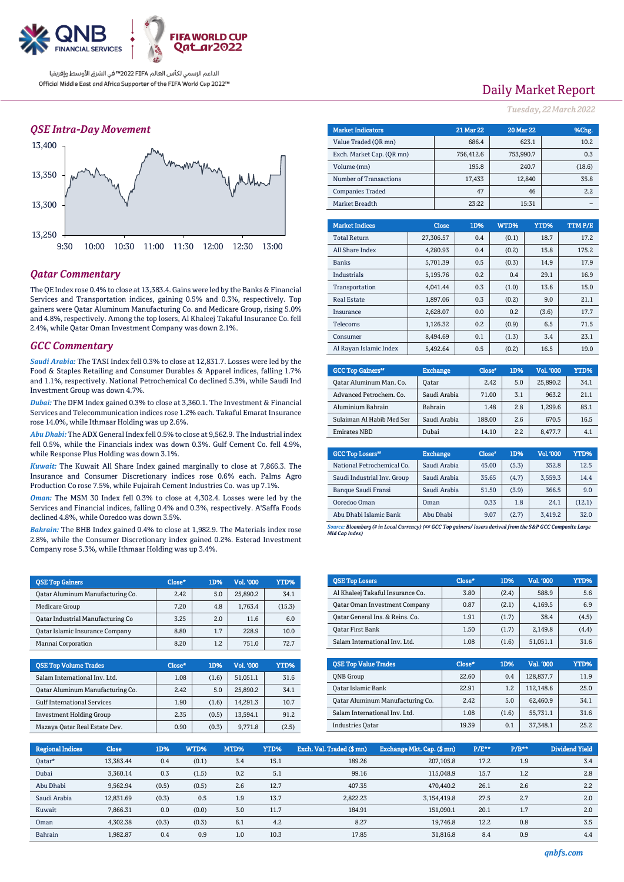QNB FINANCIAL SERVICES

FIFA WORLD CUP Qatar2022

الداعم الرسمي لكأس العالم FIFA 2022™ في الشرق الأوسط وإفريقيا
Official Middle East and Africa Supporter of the FIFA World Cup 2022™

# Daily Market Report

*Tuesday, 22 March 2022*

## *QSE Intra-Day Movement*

## *Qatar Commentary*

The QE Index rose 0.4% to close at 13,383.4. Gains were led by the Banks & Financial Services and Transportation indices, gaining 0.5% and 0.3%, respectively. Top gainers were Qatar Aluminum Manufacturing Co. and Medicare Group, rising 5.0% and 4.8%, respectively. Among the top losers, Al Khaleej Takaful Insurance Co. fell 2.4%, while Qatar Oman Investment Company was down 2.1%.

## *GCC Commentary*

*Saudi Arabia:* The TASI Index fell 0.3% to close at 12,831.7. Losses were led by the Food & Staples Retailing and Consumer Durables & Apparel indices, falling 1.7% and 1.1%, respectively. National Petrochemical Co declined 5.3%, while Saudi Ind Investment Group was down 4.7%.

*Dubai:* The DFM Index gained 0.3% to close at 3,360.1. The Investment & Financial Services and Telecommunication indices rose 1.2% each. Takaful Emarat Insurance rose 14.0%, while Ithmaar Holding was up 2.6%.

*Abu Dhabi:* The ADX General Index fell 0.5% to close at 9,562.9. The Industrial index fell 0.5%, while the Financials index was down 0.3%. Gulf Cement Co. fell 4.9%, while Response Plus Holding was down 3.1%.

*Kuwait:* The Kuwait All Share Index gained marginally to close at 7,866.3. The Insurance and Consumer Discretionary indices rose 0.6% each. Palms Agro Production Co rose 7.5%, while Fujairah Cement Industries Co. was up 7.1%.

*Oman:* The MSM 30 Index fell 0.3% to close at 4,302.4. Losses were led by the Services and Financial indices, falling 0.4% and 0.3%, respectively. A'Saffa Foods declined 4.8%, while Ooredoo was down 3.5%.

*Bahrain:* The BHB Index gained 0.4% to close at 1,982.9. The Materials index rose 2.8%, while the Consumer Discretionary index gained 0.2%. Esterad Investment Company rose 5.3%, while Ithmaar Holding was up 3.4%.

| Market Indicators | 21 Mar 22 | 20 Mar 22 | %Chg. |
|---|---|---|---|
| Value Traded (QR mn) | 686.4 | 623.1 | 10.2 |
| Exch. Market Cap. (QR mn) | 756,412.6 | 753,990.7 | 0.3 |
| Volume (mn) | 195.8 | 240.7 | (18.6) |
| Number of Transactions | 17,433 | 12,840 | 35.8 |
| Companies Traded | 47 | 46 | 2.2 |
| Market Breadth | 23:22 | 15:31 | – |

| Market Indices | Close | 1D% | WTD% | YTD% | TTM P/E |
|---|---|---|---|---|---|
| Total Return | 27,306.57 | 0.4 | (0.1) | 18.7 | 17.2 |
| All Share Index | 4,280.93 | 0.4 | (0.2) | 15.8 | 175.2 |
| Banks | 5,701.39 | 0.5 | (0.3) | 14.9 | 17.9 |
| Industrials | 5,195.76 | 0.2 | 0.4 | 29.1 | 16.9 |
| Transportation | 4,041.44 | 0.3 | (1.0) | 13.6 | 15.0 |
| Real Estate | 1,897.06 | 0.3 | (0.2) | 9.0 | 21.1 |
| Insurance | 2,628.07 | 0.0 | 0.2 | (3.6) | 17.7 |
| Telecoms | 1,126.32 | 0.2 | (0.9) | 6.5 | 71.5 |
| Consumer | 8,494.69 | 0.1 | (1.3) | 3.4 | 23.1 |
| Al Rayan Islamic Index | 5,492.64 | 0.5 | (0.2) | 16.5 | 19.0 |

| GCC Top Gainers## | Exchange | Close# | 1D% | Vol. '000 | YTD% |
|---|---|---|---|---|---|
| Qatar Aluminum Man. Co. | Qatar | 2.42 | 5.0 | 25,890.2 | 34.1 |
| Advanced Petrochem. Co. | Saudi Arabia | 71.00 | 3.1 | 963.2 | 21.1 |
| Aluminium Bahrain | Bahrain | 1.48 | 2.8 | 1,299.6 | 85.1 |
| Sulaiman Al Habib Med Ser | Saudi Arabia | 188.00 | 2.6 | 670.5 | 16.5 |
| Emirates NBD | Dubai | 14.10 | 2.2 | 8,477.7 | 4.1 |

| GCC Top Losers## | Exchange | Close# | 1D% | Vol. '000 | YTD% |
|---|---|---|---|---|---|
| National Petrochemical Co. | Saudi Arabia | 45.00 | (5.3) | 352.8 | 12.5 |
| Saudi Industrial Inv. Group | Saudi Arabia | 35.65 | (4.7) | 3,559.3 | 14.4 |
| Banque Saudi Fransi | Saudi Arabia | 51.50 | (3.9) | 366.5 | 9.0 |
| Ooredoo Oman | Oman | 0.33 | 1.8 | 24.1 | (12.1) |
| Abu Dhabi Islamic Bank | Abu Dhabi | 9.07 | (2.7) | 3,419.2 | 32.0 |

*Source: Bloomberg (# in Local Currency) (## GCC Top gainers/ losers derived from the S&P GCC Composite Large Mid Cap Index)*

| QSE Top Gainers | Close* | 1D% | Vol. '000 | YTD% |
|---|---|---|---|---|
| Qatar Aluminum Manufacturing Co. | 2.42 | 5.0 | 25,890.2 | 34.1 |
| Medicare Group | 7.20 | 4.8 | 1,763.4 | (15.3) |
| Qatar Industrial Manufacturing Co | 3.25 | 2.0 | 11.6 | 6.0 |
| Qatar Islamic Insurance Company | 8.80 | 1.7 | 228.9 | 10.0 |
| Mannai Corporation | 8.20 | 1.2 | 751.0 | 72.7 |

| QSE Top Losers | Close* | 1D% | Vol. '000 | YTD% |
|---|---|---|---|---|
| Al Khaleej Takaful Insurance Co. | 3.80 | (2.4) | 588.9 | 5.6 |
| Qatar Oman Investment Company | 0.87 | (2.1) | 4,169.5 | 6.9 |
| Qatar General Ins. & Reins. Co. | 1.91 | (1.7) | 38.4 | (4.5) |
| Qatar First Bank | 1.50 | (1.7) | 2,149.8 | (4.4) |
| Salam International Inv. Ltd. | 1.08 | (1.6) | 51,051.1 | 31.6 |

| QSE Top Volume Trades | Close* | 1D% | Vol. '000 | YTD% |
|---|---|---|---|---|
| Salam International Inv. Ltd. | 1.08 | (1.6) | 51,051.1 | 31.6 |
| Qatar Aluminum Manufacturing Co. | 2.42 | 5.0 | 25,890.2 | 34.1 |
| Gulf International Services | 1.90 | (1.6) | 14,291.3 | 10.7 |
| Investment Holding Group | 2.35 | (0.5) | 13,594.1 | 91.2 |
| Mazaya Qatar Real Estate Dev. | 0.90 | (0.3) | 9,771.8 | (2.5) |

| QSE Top Value Trades | Close* | 1D% | Val. '000 | YTD% |
|---|---|---|---|---|
| QNB Group | 22.60 | 0.4 | 128,837.7 | 11.9 |
| Qatar Islamic Bank | 22.91 | 1.2 | 112,148.6 | 25.0 |
| Qatar Aluminum Manufacturing Co. | 2.42 | 5.0 | 62,460.9 | 34.1 |
| Salam International Inv. Ltd. | 1.08 | (1.6) | 55,731.1 | 31.6 |
| Industries Qatar | 19.39 | 0.1 | 37,348.1 | 25.2 |

| Regional Indices | Close | 1D% | WTD% | MTD% | YTD% | Exch. Val. Traded ($ mn) | Exchange Mkt. Cap. ($ mn) | P/E** | P/B** | Dividend Yield |
|---|---|---|---|---|---|---|---|---|---|---|
| Qatar* | 13,383.44 | 0.4 | (0.1) | 3.4 | 15.1 | 189.26 | 207,105.8 | 17.2 | 1.9 | 3.4 |
| Dubai | 3,360.14 | 0.3 | (1.5) | 0.2 | 5.1 | 99.16 | 115,048.9 | 15.7 | 1.2 | 2.8 |
| Abu Dhabi | 9,562.94 | (0.5) | (0.5) | 2.6 | 12.7 | 407.35 | 470,440.2 | 26.1 | 2.6 | 2.2 |
| Saudi Arabia | 12,831.69 | (0.3) | 0.5 | 1.9 | 13.7 | 2,822.23 | 3,154,419.8 | 27.5 | 2.7 | 2.0 |
| Kuwait | 7,866.31 | 0.0 | (0.0) | 3.0 | 11.7 | 184.91 | 151,090.1 | 20.1 | 1.7 | 2.0 |
| Oman | 4,302.38 | (0.3) | (0.3) | 6.1 | 4.2 | 8.27 | 19,746.8 | 12.2 | 0.8 | 3.5 |
| Bahrain | 1,982.87 | 0.4 | 0.9 | 1.0 | 10.3 | 17.85 | 31,816.8 | 8.4 | 0.9 | 4.4 |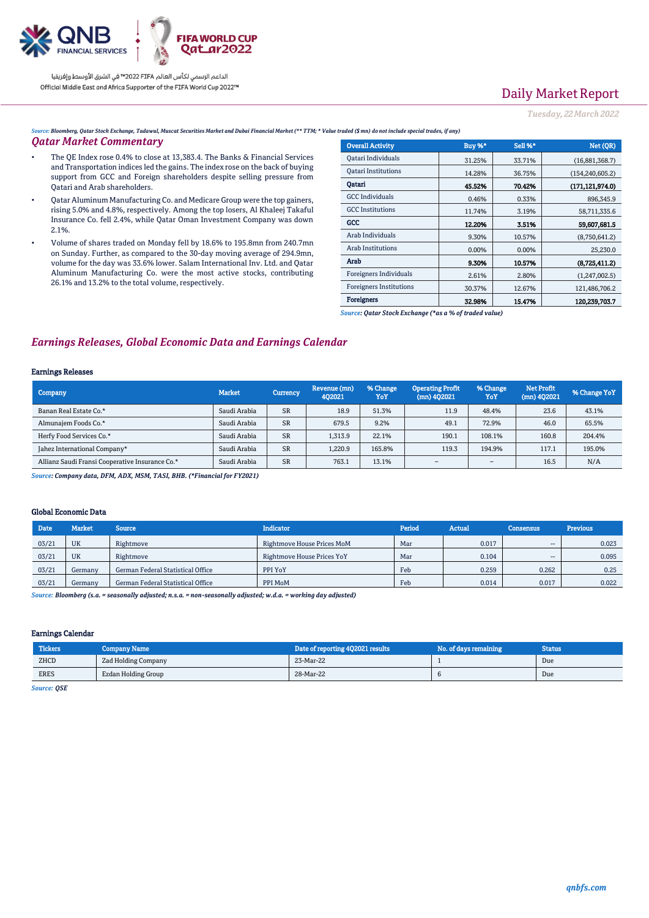Daily Market Report

*Tuesday, 22 March 2022*

*Source: Bloomberg, Qatar Stock Exchange, Tadawul, Muscat Securities Market and Dubai Financial Market (** TTM; * Value traded ($ mn) do not include special trades, if any)*

## Qatar Market Commentary

- The QE Index rose 0.4% to close at 13,383.4. The Banks & Financial Services and Transportation indices led the gains. The index rose on the back of buying support from GCC and Foreign shareholders despite selling pressure from Qatari and Arab shareholders.
- Qatar Aluminum Manufacturing Co. and Medicare Group were the top gainers, rising 5.0% and 4.8%, respectively. Among the top losers, Al Khaleej Takaful Insurance Co. fell 2.4%, while Qatar Oman Investment Company was down 2.1%.
- Volume of shares traded on Monday fell by 18.6% to 195.8mn from 240.7mn on Sunday. Further, as compared to the 30-day moving average of 294.9mn, volume for the day was 33.6% lower. Salam International Inv. Ltd. and Qatar Aluminum Manufacturing Co. were the most active stocks, contributing 26.1% and 13.2% to the total volume, respectively.

| Overall Activity | Buy %* | Sell %* | Net (QR) |
|---|---|---|---|
| Qatari Individuals | 31.25% | 33.71% | (16,881,368.7) |
| Qatari Institutions | 14.28% | 36.75% | (154,240,605.2) |
| **Qatari** | **45.52%** | **70.42%** | **(171,121,974.0)** |
| GCC Individuals | 0.46% | 0.33% | 896,345.9 |
| GCC Institutions | 11.74% | 3.19% | 58,711,335.6 |
| **GCC** | **12.20%** | **3.51%** | **59,607,681.5** |
| Arab Individuals | 9.30% | 10.57% | (8,750,641.2) |
| Arab Institutions | 0.00% | 0.00% | 25,230.0 |
| **Arab** | **9.30%** | **10.57%** | **(8,725,411.2)** |
| Foreigners Individuals | 2.61% | 2.80% | (1,247,002.5) |
| Foreigners Institutions | 30.37% | 12.67% | 121,486,706.2 |
| **Foreigners** | **32.98%** | **15.47%** | **120,239,703.7** |

*Source: Qatar Stock Exchange (*as a % of traded value)*

## Earnings Releases, Global Economic Data and Earnings Calendar

### Earnings Releases

| Company | Market | Currency | Revenue (mn) 4Q2021 | % Change YoY | Operating Profit (mn) 4Q2021 | % Change YoY | Net Profit (mn) 4Q2021 | % Change YoY |
|---|---|---|---|---|---|---|---|---|
| Banan Real Estate Co.* | Saudi Arabia | SR | 18.9 | 51.3% | 11.9 | 48.4% | 23.6 | 43.1% |
| Almunajem Foods Co.* | Saudi Arabia | SR | 679.5 | 9.2% | 49.1 | 72.9% | 46.0 | 65.5% |
| Herfy Food Services Co.* | Saudi Arabia | SR | 1,313.9 | 22.1% | 190.1 | 108.1% | 160.8 | 204.4% |
| Jahez International Company* | Saudi Arabia | SR | 1,220.9 | 165.8% | 119.3 | 194.9% | 117.1 | 195.0% |
| Allianz Saudi Fransi Cooperative Insurance Co.* | Saudi Arabia | SR | 763.1 | 13.1% | – | – | 16.5 | N/A |

*Source: Company data, DFM, ADX, MSM, TASI, BHB. (*Financial for FY2021)*

### Global Economic Data

| Date | Market | Source | Indicator | Period | Actual | Consensus | Previous |
|---|---|---|---|---|---|---|---|
| 03/21 | UK | Rightmove | Rightmove House Prices MoM | Mar | 0.017 | -- | 0.023 |
| 03/21 | UK | Rightmove | Rightmove House Prices YoY | Mar | 0.104 | -- | 0.095 |
| 03/21 | Germany | German Federal Statistical Office | PPI YoY | Feb | 0.259 | 0.262 | 0.25 |
| 03/21 | Germany | German Federal Statistical Office | PPI MoM | Feb | 0.014 | 0.017 | 0.022 |

*Source: Bloomberg (s.a. = seasonally adjusted; n.s.a. = non-seasonally adjusted; w.d.a. = working day adjusted)*

### Earnings Calendar

| Tickers | Company Name | Date of reporting 4Q2021 results | No. of days remaining | Status |
|---|---|---|---|---|
| ZHCD | Zad Holding Company | 23-Mar-22 | 1 | Due |
| ERES | Ezdan Holding Group | 28-Mar-22 | 6 | Due |

*Source: QSE*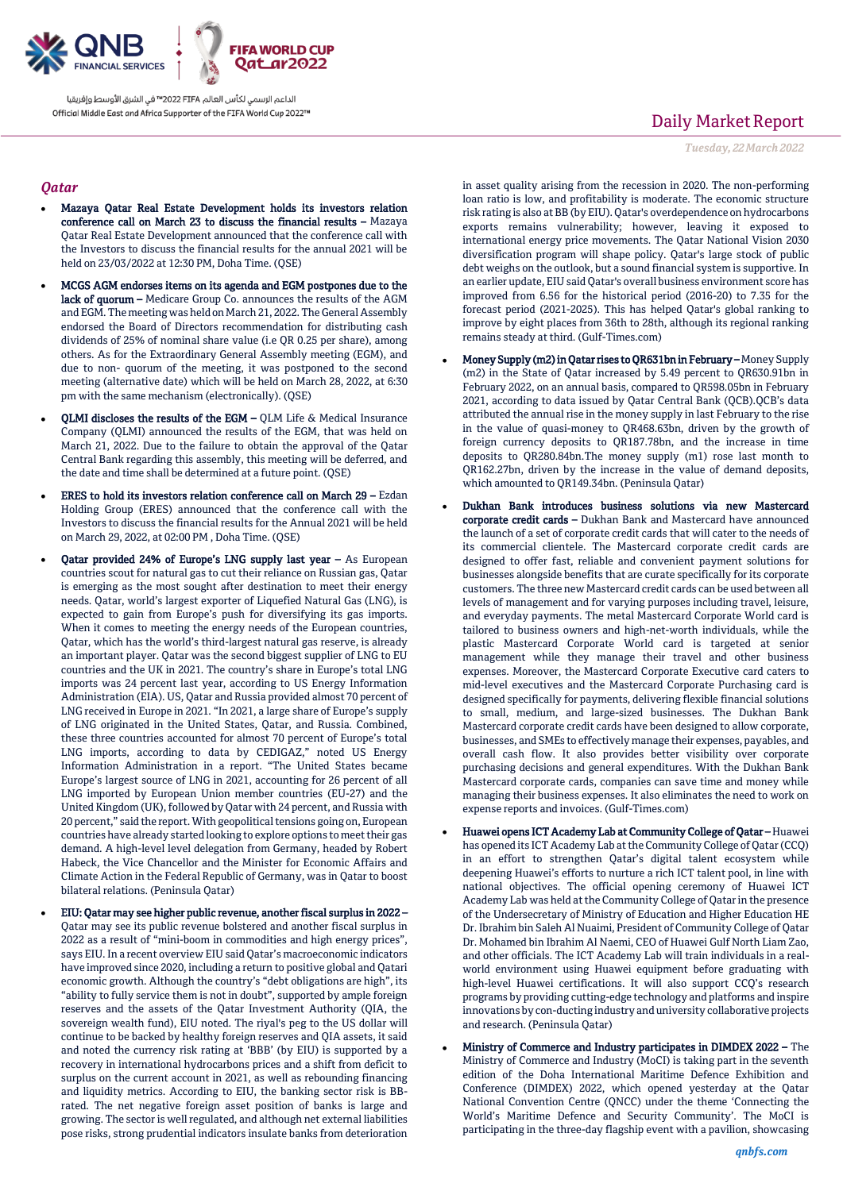## Qatar

- **Mazaya Qatar Real Estate Development holds its investors relation conference call on March 23 to discuss the financial results –** Mazaya Qatar Real Estate Development announced that the conference call with the Investors to discuss the financial results for the annual 2021 will be held on 23/03/2022 at 12:30 PM, Doha Time. (QSE)

- **MCGS AGM endorses items on its agenda and EGM postpones due to the lack of quorum –** Medicare Group Co. announces the results of the AGM and EGM. The meeting was held on March 21, 2022. The General Assembly endorsed the Board of Directors recommendation for distributing cash dividends of 25% of nominal share value (i.e QR 0.25 per share), among others. As for the Extraordinary General Assembly meeting (EGM), and due to non- quorum of the meeting, it was postponed to the second meeting (alternative date) which will be held on March 28, 2022, at 6:30 pm with the same mechanism (electronically). (QSE)

- **QLMI discloses the results of the EGM –** QLM Life & Medical Insurance Company (QLMI) announced the results of the EGM, that was held on March 21, 2022. Due to the failure to obtain the approval of the Qatar Central Bank regarding this assembly, this meeting will be deferred, and the date and time shall be determined at a future point. (QSE)

- **ERES to hold its investors relation conference call on March 29 –** Ezdan Holding Group (ERES) announced that the conference call with the Investors to discuss the financial results for the Annual 2021 will be held on March 29, 2022, at 02:00 PM , Doha Time. (QSE)

- **Qatar provided 24% of Europe's LNG supply last year –** As European countries scout for natural gas to cut their reliance on Russian gas, Qatar is emerging as the most sought after destination to meet their energy needs. Qatar, world's largest exporter of Liquefied Natural Gas (LNG), is expected to gain from Europe's push for diversifying its gas imports. When it comes to meeting the energy needs of the European countries, Qatar, which has the world's third-largest natural gas reserve, is already an important player. Qatar was the second biggest supplier of LNG to EU countries and the UK in 2021. The country's share in Europe's total LNG imports was 24 percent last year, according to US Energy Information Administration (EIA). US, Qatar and Russia provided almost 70 percent of LNG received in Europe in 2021. "In 2021, a large share of Europe's supply of LNG originated in the United States, Qatar, and Russia. Combined, these three countries accounted for almost 70 percent of Europe's total LNG imports, according to data by CEDIGAZ," noted US Energy Information Administration in a report. "The United States became Europe's largest source of LNG in 2021, accounting for 26 percent of all LNG imported by European Union member countries (EU-27) and the United Kingdom (UK), followed by Qatar with 24 percent, and Russia with 20 percent," said the report. With geopolitical tensions going on, European countries have already started looking to explore options to meet their gas demand. A high-level level delegation from Germany, headed by Robert Habeck, the Vice Chancellor and the Minister for Economic Affairs and Climate Action in the Federal Republic of Germany, was in Qatar to boost bilateral relations. (Peninsula Qatar)

- **EIU: Qatar may see higher public revenue, another fiscal surplus in 2022 –** Qatar may see its public revenue bolstered and another fiscal surplus in 2022 as a result of "mini-boom in commodities and high energy prices", says EIU. In a recent overview EIU said Qatar's macroeconomic indicators have improved since 2020, including a return to positive global and Qatari economic growth. Although the country's "debt obligations are high", its "ability to fully service them is not in doubt", supported by ample foreign reserves and the assets of the Qatar Investment Authority (QIA, the sovereign wealth fund), EIU noted. The riyal's peg to the US dollar will continue to be backed by healthy foreign reserves and QIA assets, it said and noted the currency risk rating at 'BBB' (by EIU) is supported by a recovery in international hydrocarbons prices and a shift from deficit to surplus on the current account in 2021, as well as rebounding financing and liquidity metrics. According to EIU, the banking sector risk is BB-rated. The net negative foreign asset position of banks is large and growing. The sector is well regulated, and although net external liabilities pose risks, strong prudential indicators insulate banks from deterioration in asset quality arising from the recession in 2020. The non-performing loan ratio is low, and profitability is moderate. The economic structure risk rating is also at BB (by EIU). Qatar's overdependence on hydrocarbons exports remains vulnerability; however, leaving it exposed to international energy price movements. The Qatar National Vision 2030 diversification program will shape policy. Qatar's large stock of public debt weighs on the outlook, but a sound financial system is supportive. In an earlier update, EIU said Qatar's overall business environment score has improved from 6.56 for the historical period (2016-20) to 7.35 for the forecast period (2021-2025). This has helped Qatar's global ranking to improve by eight places from 36th to 28th, although its regional ranking remains steady at third. (Gulf-Times.com)

- **Money Supply (m2) in Qatar rises to QR631bn in February –** Money Supply (m2) in the State of Qatar increased by 5.49 percent to QR630.91bn in February 2022, on an annual basis, compared to QR598.05bn in February 2021, according to data issued by Qatar Central Bank (QCB).QCB's data attributed the annual rise in the money supply in last February to the rise in the value of quasi-money to QR468.63bn, driven by the growth of foreign currency deposits to QR187.78bn, and the increase in time deposits to QR280.84bn.The money supply (m1) rose last month to QR162.27bn, driven by the increase in the value of demand deposits, which amounted to QR149.34bn. (Peninsula Qatar)

- **Dukhan Bank introduces business solutions via new Mastercard corporate credit cards –** Dukhan Bank and Mastercard have announced the launch of a set of corporate credit cards that will cater to the needs of its commercial clientele. The Mastercard corporate credit cards are designed to offer fast, reliable and convenient payment solutions for businesses alongside benefits that are curate specifically for its corporate customers. The three new Mastercard credit cards can be used between all levels of management and for varying purposes including travel, leisure, and everyday payments. The metal Mastercard Corporate World card is tailored to business owners and high-net-worth individuals, while the plastic Mastercard Corporate World card is targeted at senior management while they manage their travel and other business expenses. Moreover, the Mastercard Corporate Executive card caters to mid-level executives and the Mastercard Corporate Purchasing card is designed specifically for payments, delivering flexible financial solutions to small, medium, and large-sized businesses. The Dukhan Bank Mastercard corporate credit cards have been designed to allow corporate, businesses, and SMEs to effectively manage their expenses, payables, and overall cash flow. It also provides better visibility over corporate purchasing decisions and general expenditures. With the Dukhan Bank Mastercard corporate cards, companies can save time and money while managing their business expenses. It also eliminates the need to work on expense reports and invoices. (Gulf-Times.com)

- **Huawei opens ICT Academy Lab at Community College of Qatar –** Huawei has opened its ICT Academy Lab at the Community College of Qatar (CCQ) in an effort to strengthen Qatar's digital talent ecosystem while deepening Huawei's efforts to nurture a rich ICT talent pool, in line with national objectives. The official opening ceremony of Huawei ICT Academy Lab was held at the Community College of Qatar in the presence of the Undersecretary of Ministry of Education and Higher Education HE Dr. Ibrahim bin Saleh Al Nuaimi, President of Community College of Qatar Dr. Mohamed bin Ibrahim Al Naemi, CEO of Huawei Gulf North Liam Zao, and other officials. The ICT Academy Lab will train individuals in a real-world environment using Huawei equipment before graduating with high-level Huawei certifications. It will also support CCQ's research programs by providing cutting-edge technology and platforms and inspire innovations by con-ducting industry and university collaborative projects and research. (Peninsula Qatar)

- **Ministry of Commerce and Industry participates in DIMDEX 2022 –** The Ministry of Commerce and Industry (MoCI) is taking part in the seventh edition of the Doha International Maritime Defence Exhibition and Conference (DIMDEX) 2022, which opened yesterday at the Qatar National Convention Centre (QNCC) under the theme 'Connecting the World's Maritime Defence and Security Community'. The MoCI is participating in the three-day flagship event with a pavilion, showcasing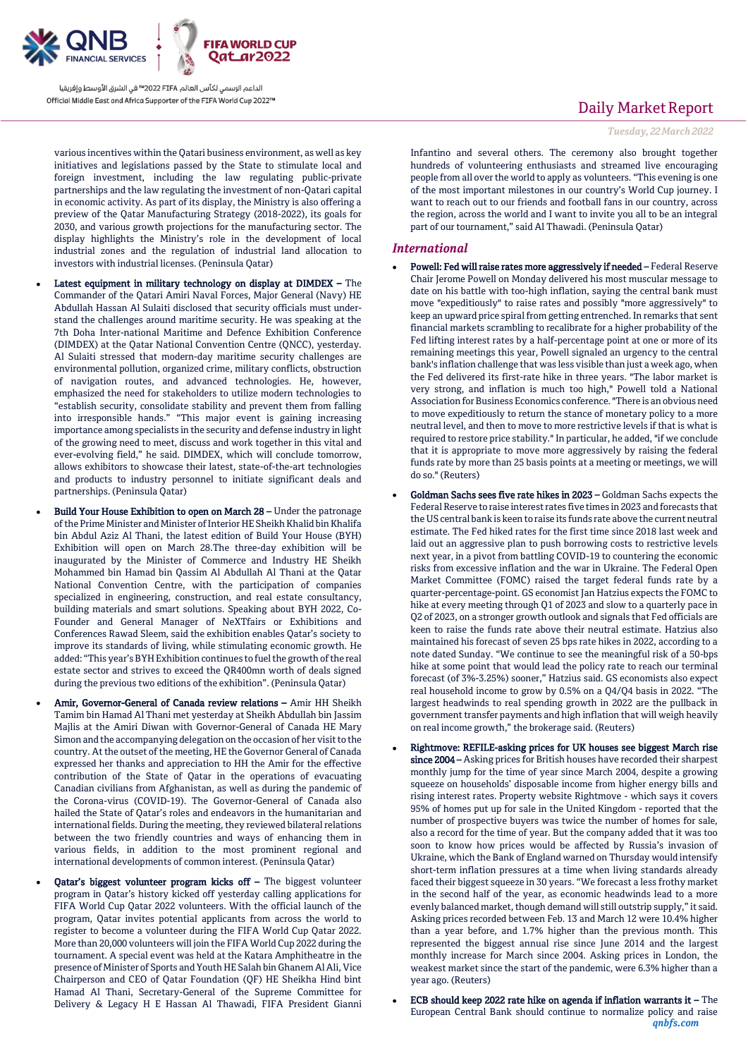various incentives within the Qatari business environment, as well as key initiatives and legislations passed by the State to stimulate local and foreign investment, including the law regulating public-private partnerships and the law regulating the investment of non-Qatari capital in economic activity. As part of its display, the Ministry is also offering a preview of the Qatar Manufacturing Strategy (2018-2022), its goals for 2030, and various growth projections for the manufacturing sector. The display highlights the Ministry's role in the development of local industrial zones and the regulation of industrial land allocation to investors with industrial licenses. (Peninsula Qatar)

- **Latest equipment in military technology on display at DIMDEX –** The Commander of the Qatari Amiri Naval Forces, Major General (Navy) HE Abdullah Hassan Al Sulaiti disclosed that security officials must understand the challenges around maritime security. He was speaking at the 7th Doha Inter-national Maritime and Defence Exhibition Conference (DIMDEX) at the Qatar National Convention Centre (QNCC), yesterday. Al Sulaiti stressed that modern-day maritime security challenges are environmental pollution, organized crime, military conflicts, obstruction of navigation routes, and advanced technologies. He, however, emphasized the need for stakeholders to utilize modern technologies to "establish security, consolidate stability and prevent them from falling into irresponsible hands." "This major event is gaining increasing importance among specialists in the security and defense industry in light of the growing need to meet, discuss and work together in this vital and ever-evolving field," he said. DIMDEX, which will conclude tomorrow, allows exhibitors to showcase their latest, state-of-the-art technologies and products to industry personnel to initiate significant deals and partnerships. (Peninsula Qatar)

- **Build Your House Exhibition to open on March 28 –** Under the patronage of the Prime Minister and Minister of Interior HE Sheikh Khalid bin Khalifa bin Abdul Aziz Al Thani, the latest edition of Build Your House (BYH) Exhibition will open on March 28.The three-day exhibition will be inaugurated by the Minister of Commerce and Industry HE Sheikh Mohammed bin Hamad bin Qassim Al Abdullah Al Thani at the Qatar National Convention Centre, with the participation of companies specialized in engineering, construction, and real estate consultancy, building materials and smart solutions. Speaking about BYH 2022, Co-Founder and General Manager of NeXTfairs or Exhibitions and Conferences Rawad Sleem, said the exhibition enables Qatar's society to improve its standards of living, while stimulating economic growth. He added: "This year's BYH Exhibition continues to fuel the growth of the real estate sector and strives to exceed the QR400mn worth of deals signed during the previous two editions of the exhibition". (Peninsula Qatar)

- **Amir, Governor-General of Canada review relations –** Amir HH Sheikh Tamim bin Hamad Al Thani met yesterday at Sheikh Abdullah bin Jassim Majlis at the Amiri Diwan with Governor-General of Canada HE Mary Simon and the accompanying delegation on the occasion of her visit to the country. At the outset of the meeting, HE the Governor General of Canada expressed her thanks and appreciation to HH the Amir for the effective contribution of the State of Qatar in the operations of evacuating Canadian civilians from Afghanistan, as well as during the pandemic of the Corona-virus (COVID-19). The Governor-General of Canada also hailed the State of Qatar's roles and endeavors in the humanitarian and international fields. During the meeting, they reviewed bilateral relations between the two friendly countries and ways of enhancing them in various fields, in addition to the most prominent regional and international developments of common interest. (Peninsula Qatar)

- **Qatar's biggest volunteer program kicks off –** The biggest volunteer program in Qatar's history kicked off yesterday calling applications for FIFA World Cup Qatar 2022 volunteers. With the official launch of the program, Qatar invites potential applicants from across the world to register to become a volunteer during the FIFA World Cup Qatar 2022. More than 20,000 volunteers will join the FIFA World Cup 2022 during the tournament. A special event was held at the Katara Amphitheatre in the presence of Minister of Sports and Youth HE Salah bin Ghanem Al Ali, Vice Chairperson and CEO of Qatar Foundation (QF) HE Sheikha Hind bint Hamad Al Thani, Secretary-General of the Supreme Committee for Delivery & Legacy H E Hassan Al Thawadi, FIFA President Gianni Infantino and several others. The ceremony also brought together hundreds of volunteering enthusiasts and streamed live encouraging people from all over the world to apply as volunteers. "This evening is one of the most important milestones in our country's World Cup journey. I want to reach out to our friends and football fans in our country, across the region, across the world and I want to invite you all to be an integral part of our tournament," said Al Thawadi. (Peninsula Qatar)

## *International*

- **Powell: Fed will raise rates more aggressively if needed –** Federal Reserve Chair Jerome Powell on Monday delivered his most muscular message to date on his battle with too-high inflation, saying the central bank must move "expeditiously" to raise rates and possibly "more aggressively" to keep an upward price spiral from getting entrenched. In remarks that sent financial markets scrambling to recalibrate for a higher probability of the Fed lifting interest rates by a half-percentage point at one or more of its remaining meetings this year, Powell signaled an urgency to the central bank's inflation challenge that was less visible than just a week ago, when the Fed delivered its first-rate hike in three years. "The labor market is very strong, and inflation is much too high," Powell told a National Association for Business Economics conference. "There is an obvious need to move expeditiously to return the stance of monetary policy to a more neutral level, and then to move to more restrictive levels if that is what is required to restore price stability." In particular, he added, "if we conclude that it is appropriate to move more aggressively by raising the federal funds rate by more than 25 basis points at a meeting or meetings, we will do so." (Reuters)

- **Goldman Sachs sees five rate hikes in 2023 –** Goldman Sachs expects the Federal Reserve to raise interest rates five times in 2023 and forecasts that the US central bank is keen to raise its funds rate above the current neutral estimate. The Fed hiked rates for the first time since 2018 last week and laid out an aggressive plan to push borrowing costs to restrictive levels next year, in a pivot from battling COVID-19 to countering the economic risks from excessive inflation and the war in Ukraine. The Federal Open Market Committee (FOMC) raised the target federal funds rate by a quarter-percentage-point. GS economist Jan Hatzius expects the FOMC to hike at every meeting through Q1 of 2023 and slow to a quarterly pace in Q2 of 2023, on a stronger growth outlook and signals that Fed officials are keen to raise the funds rate above their neutral estimate. Hatzius also maintained his forecast of seven 25 bps rate hikes in 2022, according to a note dated Sunday. "We continue to see the meaningful risk of a 50-bps hike at some point that would lead the policy rate to reach our terminal forecast (of 3%-3.25%) sooner," Hatzius said. GS economists also expect real household income to grow by 0.5% on a Q4/Q4 basis in 2022. "The largest headwinds to real spending growth in 2022 are the pullback in government transfer payments and high inflation that will weigh heavily on real income growth," the brokerage said. (Reuters)

- **Rightmove: REFILE-asking prices for UK houses see biggest March rise since 2004 –** Asking prices for British houses have recorded their sharpest monthly jump for the time of year since March 2004, despite a growing squeeze on households' disposable income from higher energy bills and rising interest rates. Property website Rightmove - which says it covers 95% of homes put up for sale in the United Kingdom - reported that the number of prospective buyers was twice the number of homes for sale, also a record for the time of year. But the company added that it was too soon to know how prices would be affected by Russia's invasion of Ukraine, which the Bank of England warned on Thursday would intensify short-term inflation pressures at a time when living standards already faced their biggest squeeze in 30 years. "We forecast a less frothy market in the second half of the year, as economic headwinds lead to a more evenly balanced market, though demand will still outstrip supply," it said. Asking prices recorded between Feb. 13 and March 12 were 10.4% higher than a year before, and 1.7% higher than the previous month. This represented the biggest annual rise since June 2014 and the largest monthly increase for March since 2004. Asking prices in London, the weakest market since the start of the pandemic, were 6.3% higher than a year ago. (Reuters)

- **ECB should keep 2022 rate hike on agenda if inflation warrants it –** The European Central Bank should continue to normalize policy and raise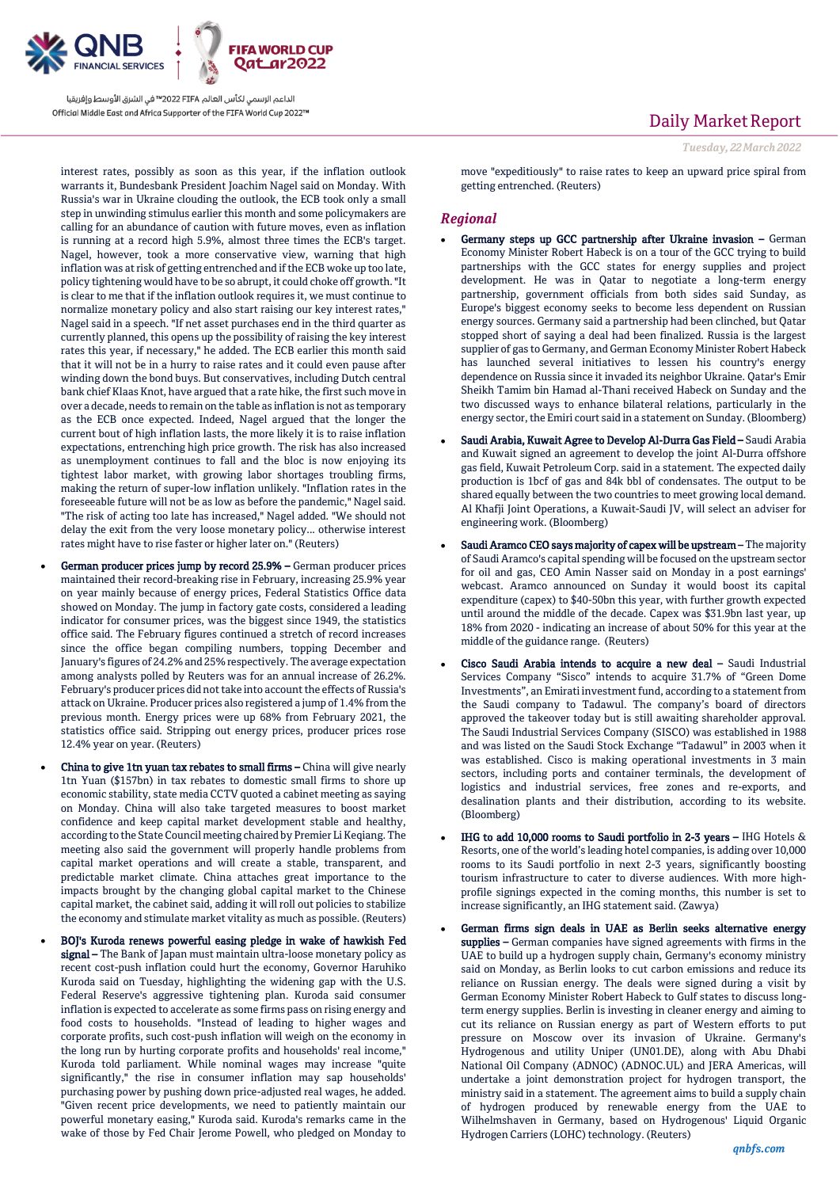interest rates, possibly as soon as this year, if the inflation outlook warrants it, Bundesbank President Joachim Nagel said on Monday. With Russia's war in Ukraine clouding the outlook, the ECB took only a small step in unwinding stimulus earlier this month and some policymakers are calling for an abundance of caution with future moves, even as inflation is running at a record high 5.9%, almost three times the ECB's target. Nagel, however, took a more conservative view, warning that high inflation was at risk of getting entrenched and if the ECB woke up too late, policy tightening would have to be so abrupt, it could choke off growth. "It is clear to me that if the inflation outlook requires it, we must continue to normalize monetary policy and also start raising our key interest rates," Nagel said in a speech. "If net asset purchases end in the third quarter as currently planned, this opens up the possibility of raising the key interest rates this year, if necessary," he added. The ECB earlier this month said that it will not be in a hurry to raise rates and it could even pause after winding down the bond buys. But conservatives, including Dutch central bank chief Klaas Knot, have argued that a rate hike, the first such move in over a decade, needs to remain on the table as inflation is not as temporary as the ECB once expected. Indeed, Nagel argued that the longer the current bout of high inflation lasts, the more likely it is to raise inflation expectations, entrenching high price growth. The risk has also increased as unemployment continues to fall and the bloc is now enjoying its tightest labor market, with growing labor shortages troubling firms, making the return of super-low inflation unlikely. "Inflation rates in the foreseeable future will not be as low as before the pandemic," Nagel said. "The risk of acting too late has increased," Nagel added. "We should not delay the exit from the very loose monetary policy... otherwise interest rates might have to rise faster or higher later on." (Reuters)

- **German producer prices jump by record 25.9% –** German producer prices maintained their record-breaking rise in February, increasing 25.9% year on year mainly because of energy prices, Federal Statistics Office data showed on Monday. The jump in factory gate costs, considered a leading indicator for consumer prices, was the biggest since 1949, the statistics office said. The February figures continued a stretch of record increases since the office began compiling numbers, topping December and January's figures of 24.2% and 25% respectively. The average expectation among analysts polled by Reuters was for an annual increase of 26.2%. February's producer prices did not take into account the effects of Russia's attack on Ukraine. Producer prices also registered a jump of 1.4% from the previous month. Energy prices were up 68% from February 2021, the statistics office said. Stripping out energy prices, producer prices rose 12.4% year on year. (Reuters)
- **China to give 1tn yuan tax rebates to small firms –** China will give nearly 1tn Yuan ($157bn) in tax rebates to domestic small firms to shore up economic stability, state media CCTV quoted a cabinet meeting as saying on Monday. China will also take targeted measures to boost market confidence and keep capital market development stable and healthy, according to the State Council meeting chaired by Premier Li Keqiang. The meeting also said the government will properly handle problems from capital market operations and will create a stable, transparent, and predictable market climate. China attaches great importance to the impacts brought by the changing global capital market to the Chinese capital market, the cabinet said, adding it will roll out policies to stabilize the economy and stimulate market vitality as much as possible. (Reuters)
- **BOJ's Kuroda renews powerful easing pledge in wake of hawkish Fed signal –** The Bank of Japan must maintain ultra-loose monetary policy as recent cost-push inflation could hurt the economy, Governor Haruhiko Kuroda said on Tuesday, highlighting the widening gap with the U.S. Federal Reserve's aggressive tightening plan. Kuroda said consumer inflation is expected to accelerate as some firms pass on rising energy and food costs to households. "Instead of leading to higher wages and corporate profits, such cost-push inflation will weigh on the economy in the long run by hurting corporate profits and households' real income," Kuroda told parliament. While nominal wages may increase "quite significantly," the rise in consumer inflation may sap households' purchasing power by pushing down price-adjusted real wages, he added. "Given recent price developments, we need to patiently maintain our powerful monetary easing," Kuroda said. Kuroda's remarks came in the wake of those by Fed Chair Jerome Powell, who pledged on Monday to move "expeditiously" to raise rates to keep an upward price spiral from getting entrenched. (Reuters)

## *Regional*

- **Germany steps up GCC partnership after Ukraine invasion –** German Economy Minister Robert Habeck is on a tour of the GCC trying to build partnerships with the GCC states for energy supplies and project development. He was in Qatar to negotiate a long-term energy partnership, government officials from both sides said Sunday, as Europe's biggest economy seeks to become less dependent on Russian energy sources. Germany said a partnership had been clinched, but Qatar stopped short of saying a deal had been finalized. Russia is the largest supplier of gas to Germany, and German Economy Minister Robert Habeck has launched several initiatives to lessen his country's energy dependence on Russia since it invaded its neighbor Ukraine. Qatar's Emir Sheikh Tamim bin Hamad al-Thani received Habeck on Sunday and the two discussed ways to enhance bilateral relations, particularly in the energy sector, the Emiri court said in a statement on Sunday. (Bloomberg)
- **Saudi Arabia, Kuwait Agree to Develop Al-Durra Gas Field –** Saudi Arabia and Kuwait signed an agreement to develop the joint Al-Durra offshore gas field, Kuwait Petroleum Corp. said in a statement. The expected daily production is 1bcf of gas and 84k bbl of condensates. The output to be shared equally between the two countries to meet growing local demand. Al Khafji Joint Operations, a Kuwait-Saudi JV, will select an adviser for engineering work. (Bloomberg)
- **Saudi Aramco CEO says majority of capex will be upstream –** The majority of Saudi Aramco's capital spending will be focused on the upstream sector for oil and gas, CEO Amin Nasser said on Monday in a post earnings' webcast. Aramco announced on Sunday it would boost its capital expenditure (capex) to $40-50bn this year, with further growth expected until around the middle of the decade. Capex was $31.9bn last year, up 18% from 2020 - indicating an increase of about 50% for this year at the middle of the guidance range. (Reuters)
- **Cisco Saudi Arabia intends to acquire a new deal –** Saudi Industrial Services Company "Sisco" intends to acquire 31.7% of "Green Dome Investments", an Emirati investment fund, according to a statement from the Saudi company to Tadawul. The company's board of directors approved the takeover today but is still awaiting shareholder approval. The Saudi Industrial Services Company (SISCO) was established in 1988 and was listed on the Saudi Stock Exchange "Tadawul" in 2003 when it was established. Cisco is making operational investments in 3 main sectors, including ports and container terminals, the development of logistics and industrial services, free zones and re-exports, and desalination plants and their distribution, according to its website. (Bloomberg)
- **IHG to add 10,000 rooms to Saudi portfolio in 2-3 years –** IHG Hotels & Resorts, one of the world's leading hotel companies, is adding over 10,000 rooms to its Saudi portfolio in next 2-3 years, significantly boosting tourism infrastructure to cater to diverse audiences. With more high-profile signings expected in the coming months, this number is set to increase significantly, an IHG statement said. (Zawya)
- **German firms sign deals in UAE as Berlin seeks alternative energy supplies –** German companies have signed agreements with firms in the UAE to build up a hydrogen supply chain, Germany's economy ministry said on Monday, as Berlin looks to cut carbon emissions and reduce its reliance on Russian energy. The deals were signed during a visit by German Economy Minister Robert Habeck to Gulf states to discuss long-term energy supplies. Berlin is investing in cleaner energy and aiming to cut its reliance on Russian energy as part of Western efforts to put pressure on Moscow over its invasion of Ukraine. Germany's Hydrogenous and utility Uniper (UN01.DE), along with Abu Dhabi National Oil Company (ADNOC) (ADNOC.UL) and JERA Americas, will undertake a joint demonstration project for hydrogen transport, the ministry said in a statement. The agreement aims to build a supply chain of hydrogen produced by renewable energy from the UAE to Wilhelmshaven in Germany, based on Hydrogenous' Liquid Organic Hydrogen Carriers (LOHC) technology. (Reuters)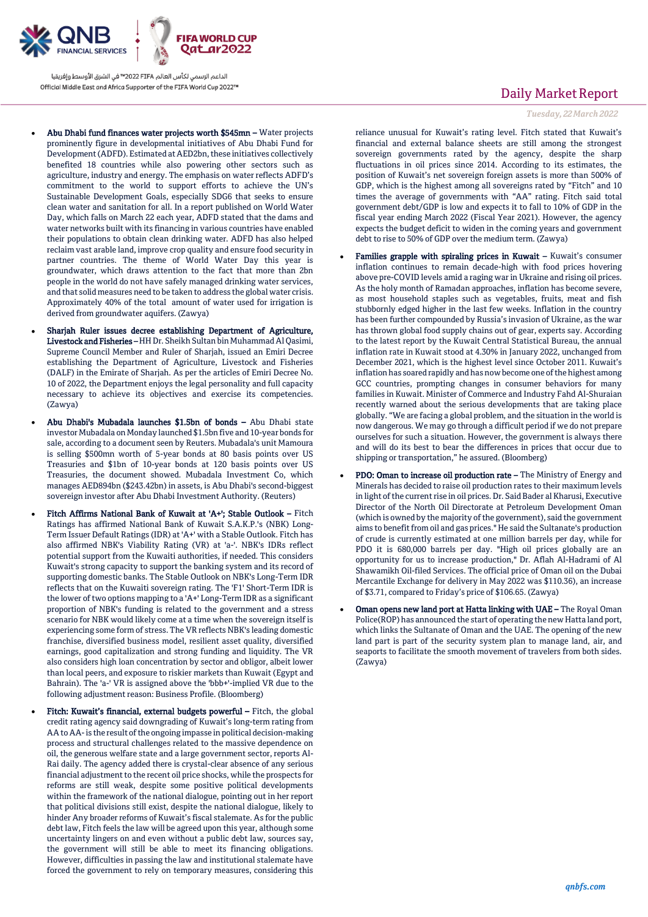- Abu Dhabi fund finances water projects worth $545mn – Water projects prominently figure in developmental initiatives of Abu Dhabi Fund for Development (ADFD). Estimated at AED2bn, these initiatives collectively benefited 18 countries while also powering other sectors such as agriculture, industry and energy. The emphasis on water reflects ADFD's commitment to the world to support efforts to achieve the UN's Sustainable Development Goals, especially SDG6 that seeks to ensure clean water and sanitation for all. In a report published on World Water Day, which falls on March 22 each year, ADFD stated that the dams and water networks built with its financing in various countries have enabled their populations to obtain clean drinking water. ADFD has also helped reclaim vast arable land, improve crop quality and ensure food security in partner countries. The theme of World Water Day this year is groundwater, which draws attention to the fact that more than 2bn people in the world do not have safely managed drinking water services, and that solid measures need to be taken to address the global water crisis. Approximately 40% of the total amount of water used for irrigation is derived from groundwater aquifers. (Zawya)
- Sharjah Ruler issues decree establishing Department of Agriculture, Livestock and Fisheries – HH Dr. Sheikh Sultan bin Muhammad Al Qasimi, Supreme Council Member and Ruler of Sharjah, issued an Emiri Decree establishing the Department of Agriculture, Livestock and Fisheries (DALF) in the Emirate of Sharjah. As per the articles of Emiri Decree No. 10 of 2022, the Department enjoys the legal personality and full capacity necessary to achieve its objectives and exercise its competencies. (Zawya)
- Abu Dhabi's Mubadala launches $1.5bn of bonds – Abu Dhabi state investor Mubadala on Monday launched $1.5bn five and 10-year bonds for sale, according to a document seen by Reuters. Mubadala's unit Mamoura is selling $500mn worth of 5-year bonds at 80 basis points over US Treasuries and $1bn of 10-year bonds at 120 basis points over US Treasuries, the document showed. Mubadala Investment Co, which manages AED894bn ($243.42bn) in assets, is Abu Dhabi's second-biggest sovereign investor after Abu Dhabi Investment Authority. (Reuters)
- Fitch Affirms National Bank of Kuwait at 'A+'; Stable Outlook – Fitch Ratings has affirmed National Bank of Kuwait S.A.K.P.'s (NBK) Long-Term Issuer Default Ratings (IDR) at 'A+' with a Stable Outlook. Fitch has also affirmed NBK's Viability Rating (VR) at 'a-'. NBK's IDRs reflect potential support from the Kuwaiti authorities, if needed. This considers Kuwait's strong capacity to support the banking system and its record of supporting domestic banks. The Stable Outlook on NBK's Long-Term IDR reflects that on the Kuwaiti sovereign rating. The 'F1' Short-Term IDR is the lower of two options mapping to a 'A+' Long-Term IDR as a significant proportion of NBK's funding is related to the government and a stress scenario for NBK would likely come at a time when the sovereign itself is experiencing some form of stress. The VR reflects NBK's leading domestic franchise, diversified business model, resilient asset quality, diversified earnings, good capitalization and strong funding and liquidity. The VR also considers high loan concentration by sector and obligor, albeit lower than local peers, and exposure to riskier markets than Kuwait (Egypt and Bahrain). The 'a-' VR is assigned above the 'bbb+'-implied VR due to the following adjustment reason: Business Profile. (Bloomberg)
- Fitch: Kuwait's financial, external budgets powerful – Fitch, the global credit rating agency said downgrading of Kuwait's long-term rating from AA to AA- is the result of the ongoing impasse in political decision-making process and structural challenges related to the massive dependence on oil, the generous welfare state and a large government sector, reports Al-Rai daily. The agency added there is crystal-clear absence of any serious financial adjustment to the recent oil price shocks, while the prospects for reforms are still weak, despite some positive political developments within the framework of the national dialogue, pointing out in her report that political divisions still exist, despite the national dialogue, likely to hinder Any broader reforms of Kuwait's fiscal stalemate. As for the public debt law, Fitch feels the law will be agreed upon this year, although some uncertainty lingers on and even without a public debt law, sources say, the government will still be able to meet its financing obligations. However, difficulties in passing the law and institutional stalemate have forced the government to rely on temporary measures, considering this reliance unusual for Kuwait's rating level. Fitch stated that Kuwait's financial and external balance sheets are still among the strongest sovereign governments rated by the agency, despite the sharp fluctuations in oil prices since 2014. According to its estimates, the position of Kuwait's net sovereign foreign assets is more than 500% of GDP, which is the highest among all sovereigns rated by "Fitch" and 10 times the average of governments with "AA" rating. Fitch said total government debt/GDP is low and expects it to fall to 10% of GDP in the fiscal year ending March 2022 (Fiscal Year 2021). However, the agency expects the budget deficit to widen in the coming years and government debt to rise to 50% of GDP over the medium term. (Zawya)
- Families grapple with spiraling prices in Kuwait – Kuwait's consumer inflation continues to remain decade-high with food prices hovering above pre-COVID levels amid a raging war in Ukraine and rising oil prices. As the holy month of Ramadan approaches, inflation has become severe, as most household staples such as vegetables, fruits, meat and fish stubbornly edged higher in the last few weeks. Inflation in the country has been further compounded by Russia's invasion of Ukraine, as the war has thrown global food supply chains out of gear, experts say. According to the latest report by the Kuwait Central Statistical Bureau, the annual inflation rate in Kuwait stood at 4.30% in January 2022, unchanged from December 2021, which is the highest level since October 2011. Kuwait's inflation has soared rapidly and has now become one of the highest among GCC countries, prompting changes in consumer behaviors for many families in Kuwait. Minister of Commerce and Industry Fahd Al-Shuraian recently warned about the serious developments that are taking place globally. "We are facing a global problem, and the situation in the world is now dangerous. We may go through a difficult period if we do not prepare ourselves for such a situation. However, the government is always there and will do its best to bear the differences in prices that occur due to shipping or transportation," he assured. (Bloomberg)
- PDO: Oman to increase oil production rate – The Ministry of Energy and Minerals has decided to raise oil production rates to their maximum levels in light of the current rise in oil prices. Dr. Said Bader al Kharusi, Executive Director of the North Oil Directorate at Petroleum Development Oman (which is owned by the majority of the government), said the government aims to benefit from oil and gas prices." He said the Sultanate's production of crude is currently estimated at one million barrels per day, while for PDO it is 680,000 barrels per day. "High oil prices globally are an opportunity for us to increase production," Dr. Aflah Al-Hadrami of Al Shawamikh Oil-filed Services. The official price of Oman oil on the Dubai Mercantile Exchange for delivery in May 2022 was $110.36), an increase of $3.71, compared to Friday's price of $106.65. (Zawya)
- Oman opens new land port at Hatta linking with UAE – The Royal Oman Police(ROP) has announced the start of operating the new Hatta land port, which links the Sultanate of Oman and the UAE. The opening of the new land part is part of the security system plan to manage land, air, and seaports to facilitate the smooth movement of travelers from both sides. (Zawya)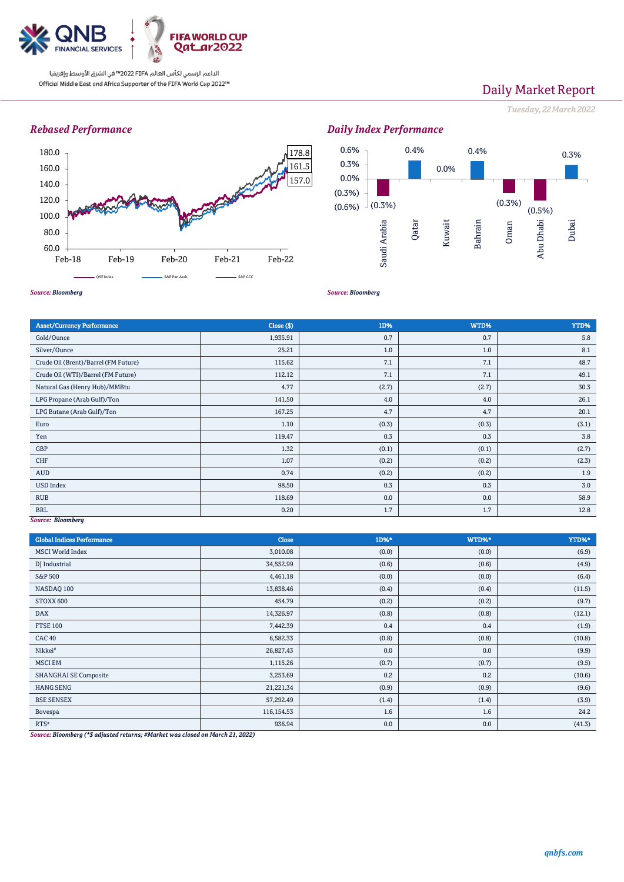## Rebased Performance

Source: Bloomberg

## Daily Index Performance

Source: Bloomberg

| Asset/Currency Performance | Close ($) | 1D% | WTD% | YTD% |
|---|---|---|---|---|
| Gold/Ounce | 1,935.91 | 0.7 | 0.7 | 5.8 |
| Silver/Ounce | 25.21 | 1.0 | 1.0 | 8.1 |
| Crude Oil (Brent)/Barrel (FM Future) | 115.62 | 7.1 | 7.1 | 48.7 |
| Crude Oil (WTI)/Barrel (FM Future) | 112.12 | 7.1 | 7.1 | 49.1 |
| Natural Gas (Henry Hub)/MMBtu | 4.77 | (2.7) | (2.7) | 30.3 |
| LPG Propane (Arab Gulf)/Ton | 141.50 | 4.0 | 4.0 | 26.1 |
| LPG Butane (Arab Gulf)/Ton | 167.25 | 4.7 | 4.7 | 20.1 |
| Euro | 1.10 | (0.3) | (0.3) | (3.1) |
| Yen | 119.47 | 0.3 | 0.3 | 3.8 |
| GBP | 1.32 | (0.1) | (0.1) | (2.7) |
| CHF | 1.07 | (0.2) | (0.2) | (2.3) |
| AUD | 0.74 | (0.2) | (0.2) | 1.9 |
| USD Index | 98.50 | 0.3 | 0.3 | 3.0 |
| RUB | 118.69 | 0.0 | 0.0 | 58.9 |
| BRL | 0.20 | 1.7 | 1.7 | 12.8 |

Source: Bloomberg

| Global Indices Performance | Close | 1D%* | WTD%* | YTD%* |
|---|---|---|---|---|
| MSCI World Index | 3,010.08 | (0.0) | (0.0) | (6.9) |
| DJ Industrial | 34,552.99 | (0.6) | (0.6) | (4.9) |
| S&P 500 | 4,461.18 | (0.0) | (0.0) | (6.4) |
| NASDAQ 100 | 13,838.46 | (0.4) | (0.4) | (11.5) |
| STOXX 600 | 454.79 | (0.2) | (0.2) | (9.7) |
| DAX | 14,326.97 | (0.8) | (0.8) | (12.1) |
| FTSE 100 | 7,442.39 | 0.4 | 0.4 | (1.9) |
| CAC 40 | 6,582.33 | (0.8) | (0.8) | (10.8) |
| Nikkei# | 26,827.43 | 0.0 | 0.0 | (9.9) |
| MSCI EM | 1,115.26 | (0.7) | (0.7) | (9.5) |
| SHANGHAI SE Composite | 3,253.69 | 0.2 | 0.2 | (10.6) |
| HANG SENG | 21,221.34 | (0.9) | (0.9) | (9.6) |
| BSE SENSEX | 57,292.49 | (1.4) | (1.4) | (3.9) |
| Bovespa | 116,154.53 | 1.6 | 1.6 | 24.2 |
| RTS# | 936.94 | 0.0 | 0.0 | (41.3) |

Source: Bloomberg (*$ adjusted returns; #Market was closed on March 21, 2022)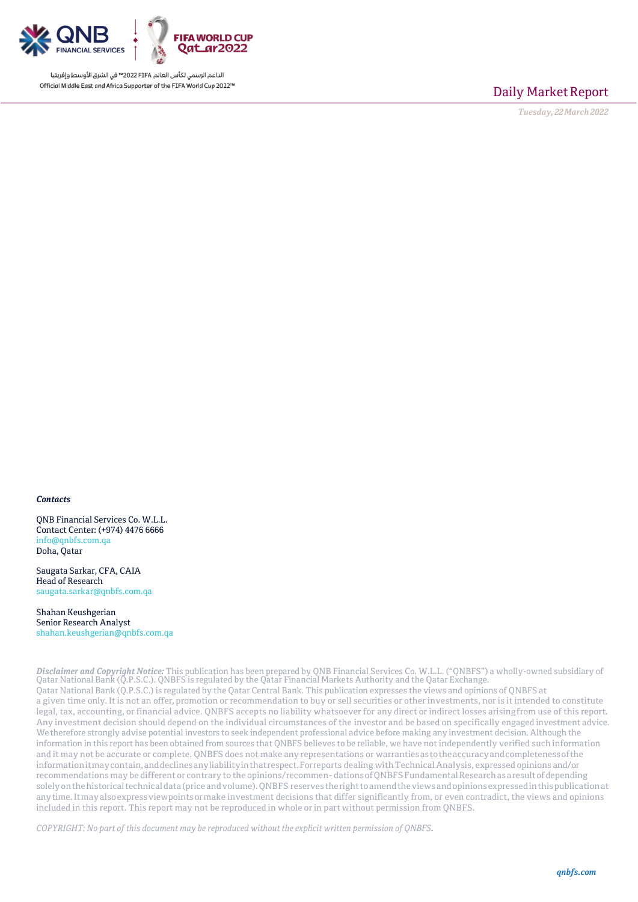الداعم الرسمي لكأس العالم FIFA 2022™ في الشرق الأوسط وإفريقيا

Official Middle East and Africa Supporter of the FIFA World Cup 2022™

Daily Market Report

*Tuesday, 22 March 2022*

***Contacts***

QNB Financial Services Co. W.L.L.
Contact Center: (+974) 4476 6666
info@qnbfs.com.qa
Doha, Qatar

Saugata Sarkar, CFA, CAIA
Head of Research
saugata.sarkar@qnbfs.com.qa

Shahan Keushgerian
Senior Research Analyst
shahan.keushgerian@qnbfs.com.qa

***Disclaimer and Copyright Notice:*** This publication has been prepared by QNB Financial Services Co. W.L.L. ("QNBFS") a wholly-owned subsidiary of Qatar National Bank (Q.P.S.C.). QNBFS is regulated by the Qatar Financial Markets Authority and the Qatar Exchange. Qatar National Bank (Q.P.S.C.) is regulated by the Qatar Central Bank. This publication expresses the views and opinions of QNBFS at a given time only. It is not an offer, promotion or recommendation to buy or sell securities or other investments, nor is it intended to constitute legal, tax, accounting, or financial advice. QNBFS accepts no liability whatsoever for any direct or indirect losses arising from use of this report. Any investment decision should depend on the individual circumstances of the investor and be based on specifically engaged investment advice. We therefore strongly advise potential investors to seek independent professional advice before making any investment decision. Although the information in this report has been obtained from sources that QNBFS believes to be reliable, we have not independently verified such information and it may not be accurate or complete. QNBFS does not make any representations or warranties as to the accuracy and completeness of the information it may contain, and declines any liability in that respect. For reports dealing with Technical Analysis, expressed opinions and/or recommendations may be different or contrary to the opinions/recommen- dations of QNBFS Fundamental Research as a result of depending solely on the historical technical data (price and volume). QNBFS reserves the right to amend the views and opinions expressed in this publication at any time. It may also express viewpoints or make investment decisions that differ significantly from, or even contradict, the views and opinions included in this report. This report may not be reproduced in whole or in part without permission from QNBFS.

*COPYRIGHT: No part of this document may be reproduced without the explicit written permission of QNBFS.*

***qnbfs.com***